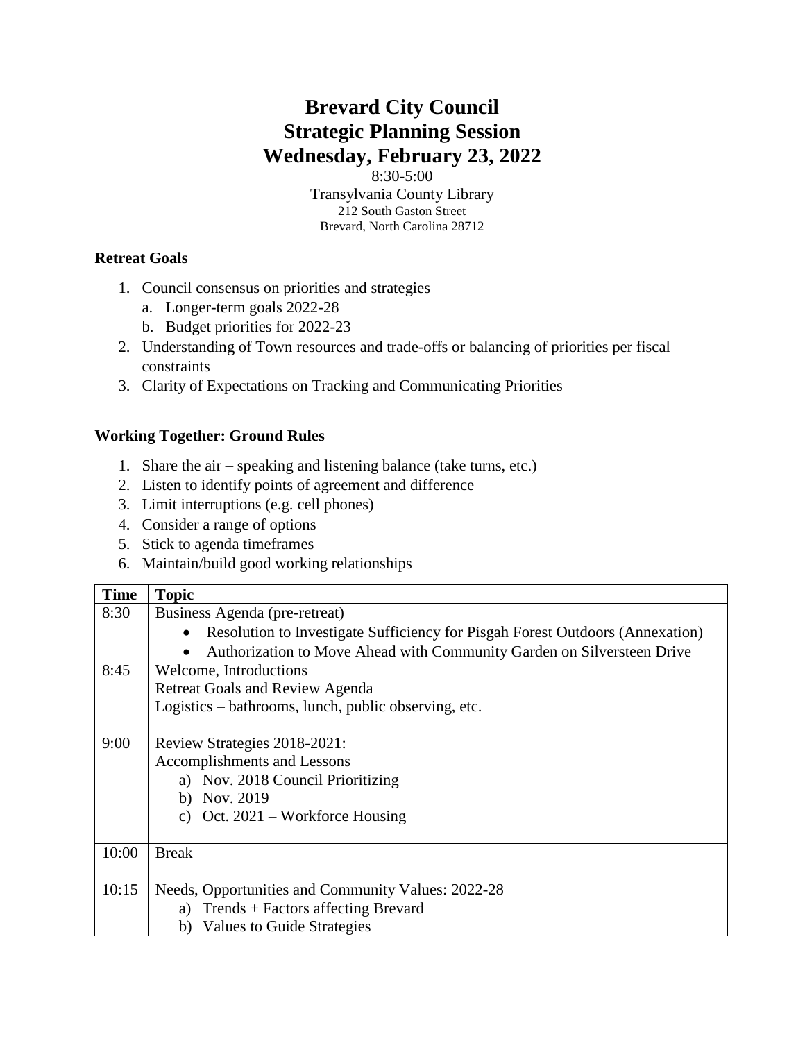# Brevard City Council
# Strategic Planning Session
# Wednesday, February 23, 2022

8:30-5:00
Transylvania County Library
212 South Gaston Street
Brevard, North Carolina 28712

**Retreat Goals**

1. Council consensus on priorities and strategies
   a. Longer-term goals 2022-28
   b. Budget priorities for 2022-23
2. Understanding of Town resources and trade-offs or balancing of priorities per fiscal constraints
3. Clarity of Expectations on Tracking and Communicating Priorities

**Working Together: Ground Rules**

1. Share the air – speaking and listening balance (take turns, etc.)
2. Listen to identify points of agreement and difference
3. Limit interruptions (e.g. cell phones)
4. Consider a range of options
5. Stick to agenda timeframes
6. Maintain/build good working relationships

| Time | Topic |
|---|---|
| 8:30 | Business Agenda (pre-retreat)<br>• Resolution to Investigate Sufficiency for Pisgah Forest Outdoors (Annexation)<br>• Authorization to Move Ahead with Community Garden on Silversteen Drive |
| 8:45 | Welcome, Introductions<br>Retreat Goals and Review Agenda<br>Logistics – bathrooms, lunch, public observing, etc. |
| 9:00 | Review Strategies 2018-2021:<br>Accomplishments and Lessons<br>a) Nov. 2018 Council Prioritizing<br>b) Nov. 2019<br>c) Oct. 2021 – Workforce Housing |
| 10:00 | Break |
| 10:15 | Needs, Opportunities and Community Values: 2022-28<br>a) Trends + Factors affecting Brevard<br>b) Values to Guide Strategies |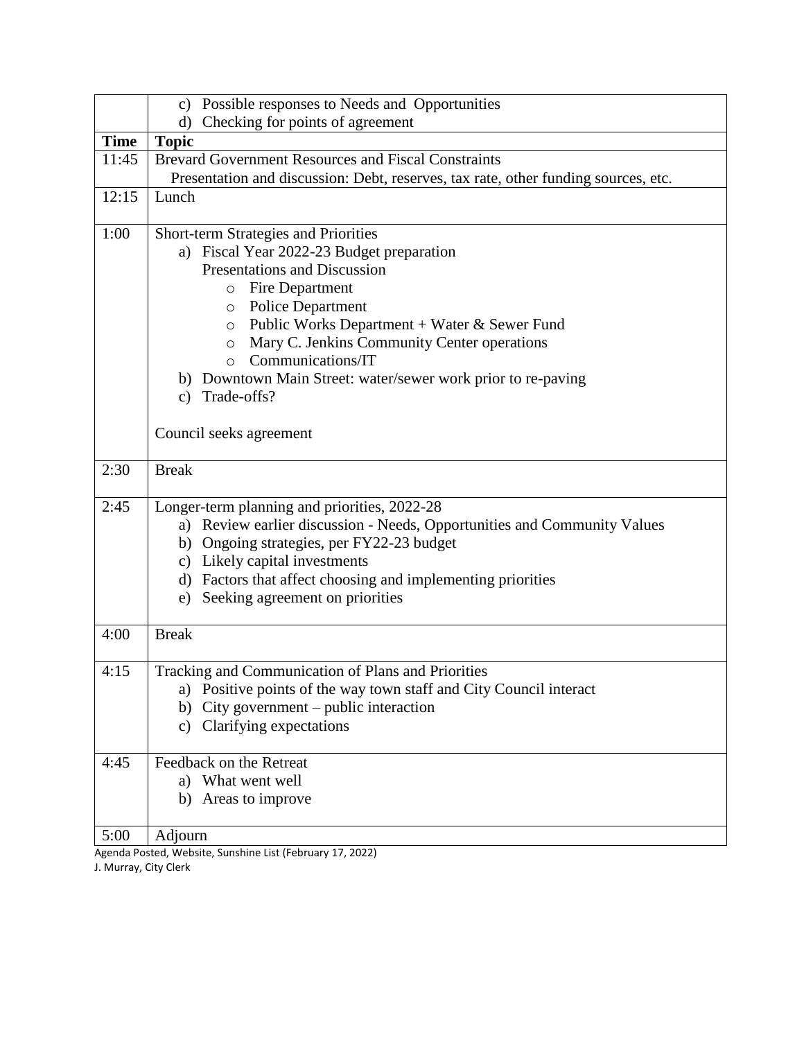| | |
|---|---|
| | c) Possible responses to Needs and Opportunities<br>d) Checking for points of agreement |
| **Time** | **Topic** |
| 11:45 | Brevard Government Resources and Fiscal Constraints<br>Presentation and discussion: Debt, reserves, tax rate, other funding sources, etc. |
| 12:15 | Lunch |
| 1:00 | Short-term Strategies and Priorities<br>a) Fiscal Year 2022-23 Budget preparation<br>Presentations and Discussion<br>○ Fire Department<br>○ Police Department<br>○ Public Works Department + Water & Sewer Fund<br>○ Mary C. Jenkins Community Center operations<br>○ Communications/IT<br>b) Downtown Main Street: water/sewer work prior to re-paving<br>c) Trade-offs?<br><br>Council seeks agreement |
| 2:30 | Break |
| 2:45 | Longer-term planning and priorities, 2022-28<br>a) Review earlier discussion - Needs, Opportunities and Community Values<br>b) Ongoing strategies, per FY22-23 budget<br>c) Likely capital investments<br>d) Factors that affect choosing and implementing priorities<br>e) Seeking agreement on priorities |
| 4:00 | Break |
| 4:15 | Tracking and Communication of Plans and Priorities<br>a) Positive points of the way town staff and City Council interact<br>b) City government – public interaction<br>c) Clarifying expectations |
| 4:45 | Feedback on the Retreat<br>a) What went well<br>b) Areas to improve |
| 5:00 | Adjourn |

Agenda Posted, Website, Sunshine List (February 17, 2022)
J. Murray, City Clerk